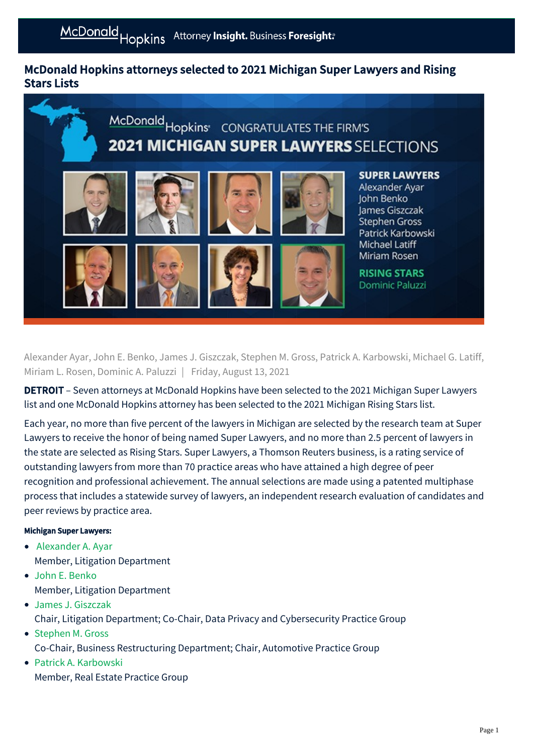# McDonald Hopkins attorneys selected to 2021 Michigan Super Lawyers and Rising Stars Lists

Alexander Ayar, John E. Benko, James J. Giszczak, Stephen M. Gross, Patrick A. Karbowski, Michael G. Latiff, Miriam L. Rosen, Dominic A. Paluzzi | Friday, August 13, 2021

**DETROIT** – Seven attorneys at McDonald Hopkins have been selected to the 2021 Michigan Super Lawyers list and one McDonald Hopkins attorney has been selected to the 2021 Michigan Rising Stars list.

Each year, no more than five percent of the lawyers in Michigan are selected by the research team at Super Lawyers to receive the honor of being named Super Lawyers, and no more than 2.5 percent of lawyers in the state are selected as Rising Stars. Super Lawyers, a Thomson Reuters business, is a rating service of outstanding lawyers from more than 70 practice areas who have attained a high degree of peer recognition and professional achievement. The annual selections are made using a patented multiphase process that includes a statewide survey of lawyers, an independent research evaluation of candidates and peer reviews by practice area.

**Michigan Super Lawyers:**

- Alexander A. Ayar
  Member, Litigation Department
- John E. Benko
  Member, Litigation Department
- James J. Giszczak
  Chair, Litigation Department; Co-Chair, Data Privacy and Cybersecurity Practice Group
- Stephen M. Gross
  Co-Chair, Business Restructuring Department; Chair, Automotive Practice Group
- Patrick A. Karbowski
  Member, Real Estate Practice Group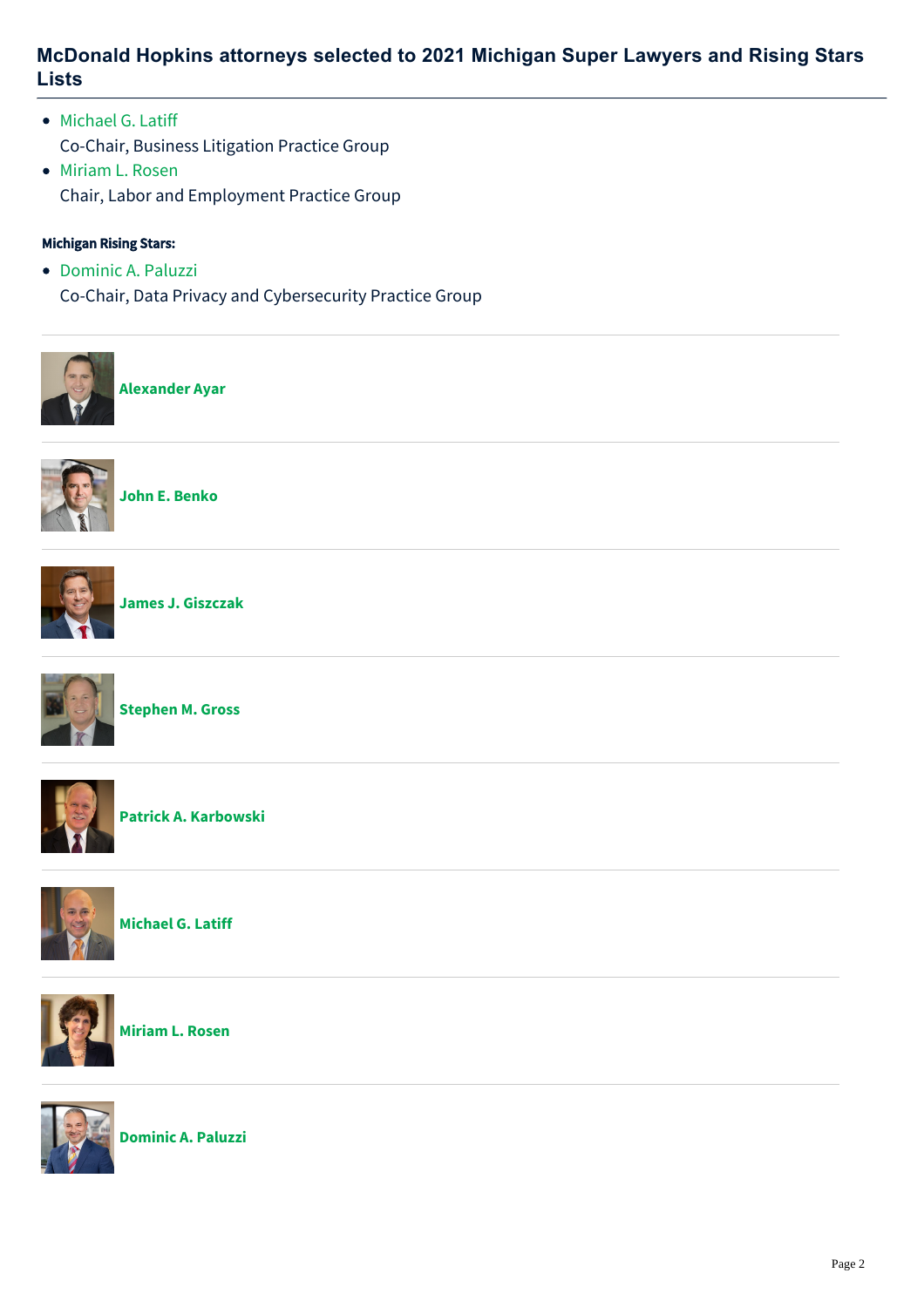## McDonald Hopkins attorneys selected to 2021 Michigan Super Lawyers and Rising Stars Lists

- Michael G. Latiff
  Co-Chair, Business Litigation Practice Group
- Miriam L. Rosen
  Chair, Labor and Employment Practice Group

**Michigan Rising Stars:**

- Dominic A. Paluzzi
  Co-Chair, Data Privacy and Cybersecurity Practice Group

---

**Alexander Ayar**

---

**John E. Benko**

---

**James J. Giszczak**

---

**Stephen M. Gross**

---

**Patrick A. Karbowski**

---

**Michael G. Latiff**

---

**Miriam L. Rosen**

---

**Dominic A. Paluzzi**